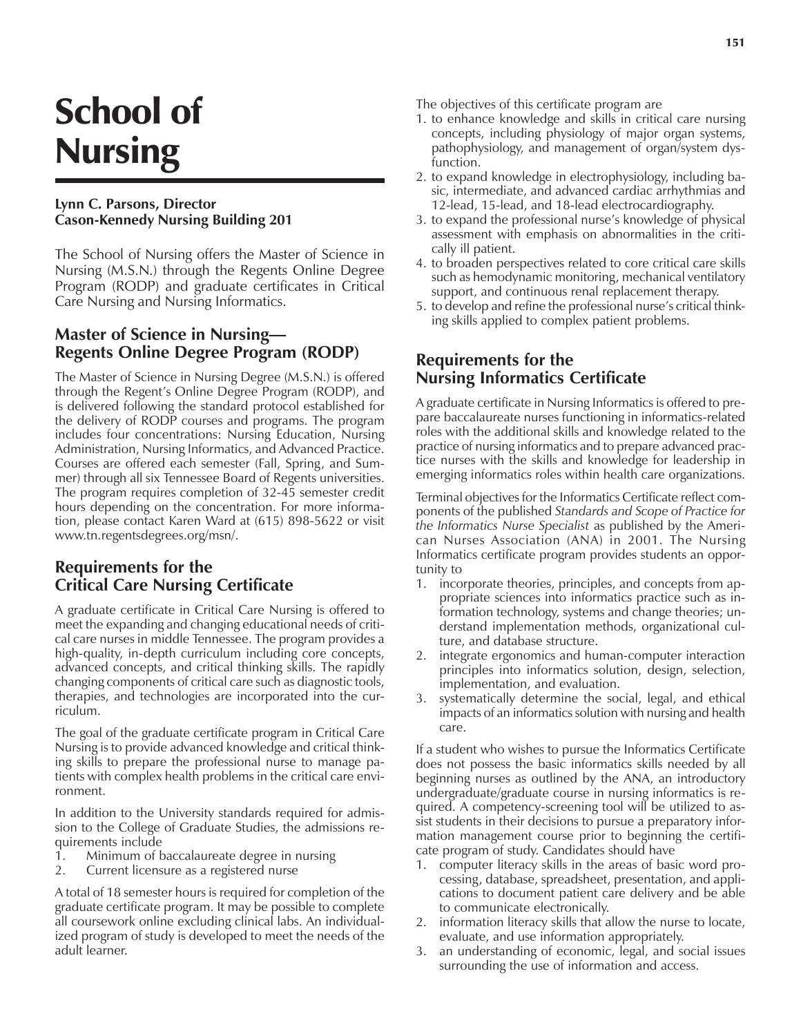# School of Nursing

**Lynn C. Parsons, Director**
**Cason-Kennedy Nursing Building 201**

The School of Nursing offers the Master of Science in Nursing (M.S.N.) through the Regents Online Degree Program (RODP) and graduate certificates in Critical Care Nursing and Nursing Informatics.

## Master of Science in Nursing—Regents Online Degree Program (RODP)

The Master of Science in Nursing Degree (M.S.N.) is offered through the Regent's Online Degree Program (RODP), and is delivered following the standard protocol established for the delivery of RODP courses and programs. The program includes four concentrations: Nursing Education, Nursing Administration, Nursing Informatics, and Advanced Practice. Courses are offered each semester (Fall, Spring, and Summer) through all six Tennessee Board of Regents universities. The program requires completion of 32-45 semester credit hours depending on the concentration. For more information, please contact Karen Ward at (615) 898-5622 or visit www.tn.regentsdegrees.org/msn/.

## Requirements for the Critical Care Nursing Certificate

A graduate certificate in Critical Care Nursing is offered to meet the expanding and changing educational needs of critical care nurses in middle Tennessee. The program provides a high-quality, in-depth curriculum including core concepts, advanced concepts, and critical thinking skills. The rapidly changing components of critical care such as diagnostic tools, therapies, and technologies are incorporated into the curriculum.

The goal of the graduate certificate program in Critical Care Nursing is to provide advanced knowledge and critical thinking skills to prepare the professional nurse to manage patients with complex health problems in the critical care environment.

In addition to the University standards required for admission to the College of Graduate Studies, the admissions requirements include

1. Minimum of baccalaureate degree in nursing
2. Current licensure as a registered nurse

A total of 18 semester hours is required for completion of the graduate certificate program. It may be possible to complete all coursework online excluding clinical labs. An individualized program of study is developed to meet the needs of the adult learner.

The objectives of this certificate program are

1. to enhance knowledge and skills in critical care nursing concepts, including physiology of major organ systems, pathophysiology, and management of organ/system dysfunction.
2. to expand knowledge in electrophysiology, including basic, intermediate, and advanced cardiac arrhythmias and 12-lead, 15-lead, and 18-lead electrocardiography.
3. to expand the professional nurse's knowledge of physical assessment with emphasis on abnormalities in the critically ill patient.
4. to broaden perspectives related to core critical care skills such as hemodynamic monitoring, mechanical ventilatory support, and continuous renal replacement therapy.
5. to develop and refine the professional nurse's critical thinking skills applied to complex patient problems.

## Requirements for the Nursing Informatics Certificate

A graduate certificate in Nursing Informatics is offered to prepare baccalaureate nurses functioning in informatics-related roles with the additional skills and knowledge related to the practice of nursing informatics and to prepare advanced practice nurses with the skills and knowledge for leadership in emerging informatics roles within health care organizations.

Terminal objectives for the Informatics Certificate reflect components of the published *Standards and Scope of Practice for the Informatics Nurse Specialist* as published by the American Nurses Association (ANA) in 2001. The Nursing Informatics certificate program provides students an opportunity to

1. incorporate theories, principles, and concepts from appropriate sciences into informatics practice such as information technology, systems and change theories; understand implementation methods, organizational culture, and database structure.
2. integrate ergonomics and human-computer interaction principles into informatics solution, design, selection, implementation, and evaluation.
3. systematically determine the social, legal, and ethical impacts of an informatics solution with nursing and health care.

If a student who wishes to pursue the Informatics Certificate does not possess the basic informatics skills needed by all beginning nurses as outlined by the ANA, an introductory undergraduate/graduate course in nursing informatics is required. A competency-screening tool will be utilized to assist students in their decisions to pursue a preparatory information management course prior to beginning the certificate program of study. Candidates should have

1. computer literacy skills in the areas of basic word processing, database, spreadsheet, presentation, and applications to document patient care delivery and be able to communicate electronically.
2. information literacy skills that allow the nurse to locate, evaluate, and use information appropriately.
3. an understanding of economic, legal, and social issues surrounding the use of information and access.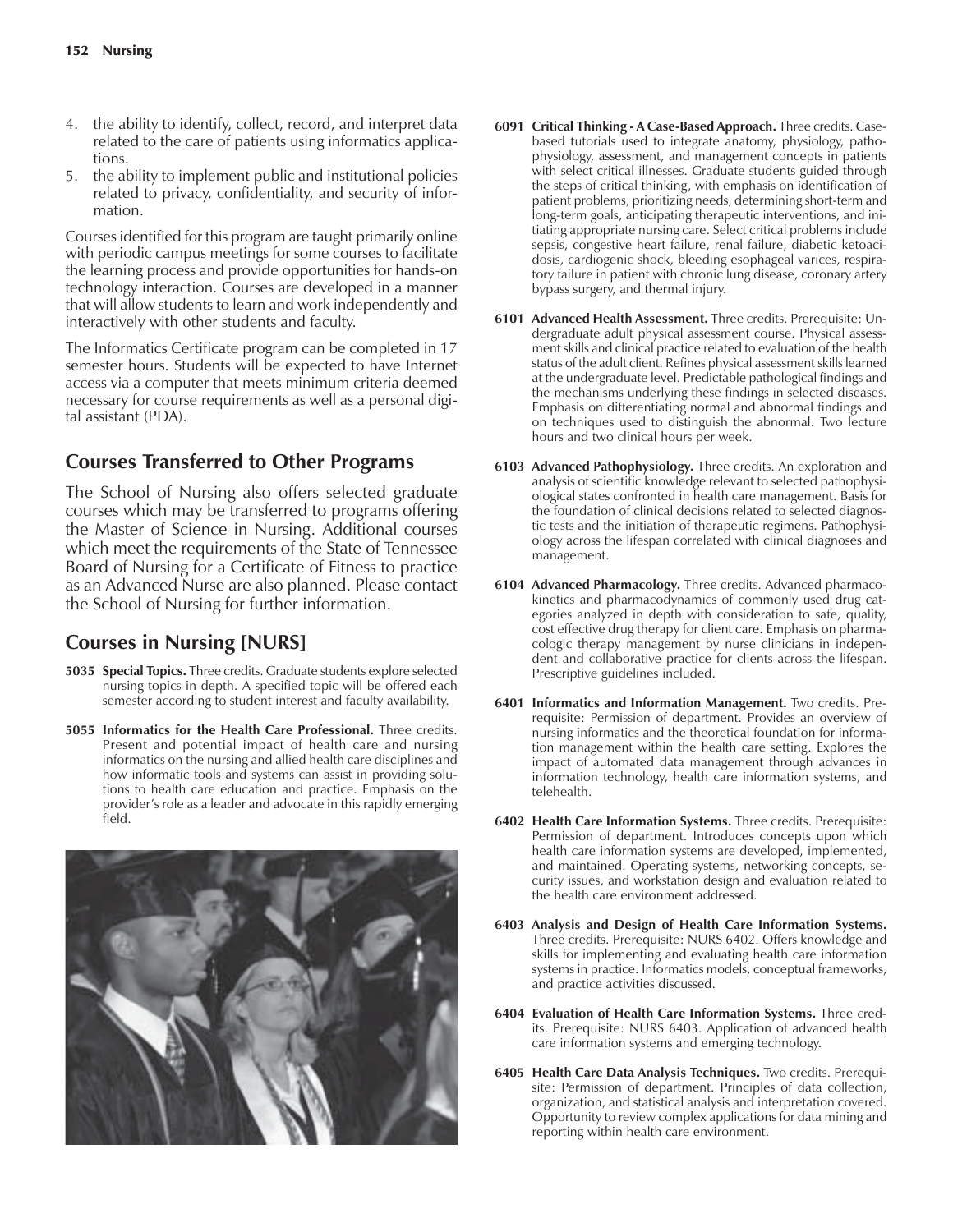4. the ability to identify, collect, record, and interpret data related to the care of patients using informatics applications.
5. the ability to implement public and institutional policies related to privacy, confidentiality, and security of information.

Courses identified for this program are taught primarily online with periodic campus meetings for some courses to facilitate the learning process and provide opportunities for hands-on technology interaction. Courses are developed in a manner that will allow students to learn and work independently and interactively with other students and faculty.

The Informatics Certificate program can be completed in 17 semester hours. Students will be expected to have Internet access via a computer that meets minimum criteria deemed necessary for course requirements as well as a personal digital assistant (PDA).

## Courses Transferred to Other Programs

The School of Nursing also offers selected graduate courses which may be transferred to programs offering the Master of Science in Nursing. Additional courses which meet the requirements of the State of Tennessee Board of Nursing for a Certificate of Fitness to practice as an Advanced Nurse are also planned. Please contact the School of Nursing for further information.

## Courses in Nursing [NURS]

**5035 Special Topics.** Three credits. Graduate students explore selected nursing topics in depth. A specified topic will be offered each semester according to student interest and faculty availability.

**5055 Informatics for the Health Care Professional.** Three credits. Present and potential impact of health care and nursing informatics on the nursing and allied health care disciplines and how informatic tools and systems can assist in providing solutions to health care education and practice. Emphasis on the provider's role as a leader and advocate in this rapidly emerging field.

**6091 Critical Thinking - A Case-Based Approach.** Three credits. Case-based tutorials used to integrate anatomy, physiology, pathophysiology, assessment, and management concepts in patients with select critical illnesses. Graduate students guided through the steps of critical thinking, with emphasis on identification of patient problems, prioritizing needs, determining short-term and long-term goals, anticipating therapeutic interventions, and initiating appropriate nursing care. Select critical problems include sepsis, congestive heart failure, renal failure, diabetic ketoacidosis, cardiogenic shock, bleeding esophageal varices, respiratory failure in patient with chronic lung disease, coronary artery bypass surgery, and thermal injury.

**6101 Advanced Health Assessment.** Three credits. Prerequisite: Undergraduate adult physical assessment course. Physical assessment skills and clinical practice related to evaluation of the health status of the adult client. Refines physical assessment skills learned at the undergraduate level. Predictable pathological findings and the mechanisms underlying these findings in selected diseases. Emphasis on differentiating normal and abnormal findings and on techniques used to distinguish the abnormal. Two lecture hours and two clinical hours per week.

**6103 Advanced Pathophysiology.** Three credits. An exploration and analysis of scientific knowledge relevant to selected pathophysiological states confronted in health care management. Basis for the foundation of clinical decisions related to selected diagnostic tests and the initiation of therapeutic regimens. Pathophysiology across the lifespan correlated with clinical diagnoses and management.

**6104 Advanced Pharmacology.** Three credits. Advanced pharmacokinetics and pharmacodynamics of commonly used drug categories analyzed in depth with consideration to safe, quality, cost effective drug therapy for client care. Emphasis on pharmacologic therapy management by nurse clinicians in independent and collaborative practice for clients across the lifespan. Prescriptive guidelines included.

**6401 Informatics and Information Management.** Two credits. Prerequisite: Permission of department. Provides an overview of nursing informatics and the theoretical foundation for information management within the health care setting. Explores the impact of automated data management through advances in information technology, health care information systems, and telehealth.

**6402 Health Care Information Systems.** Three credits. Prerequisite: Permission of department. Introduces concepts upon which health care information systems are developed, implemented, and maintained. Operating systems, networking concepts, security issues, and workstation design and evaluation related to the health care environment addressed.

**6403 Analysis and Design of Health Care Information Systems.** Three credits. Prerequisite: NURS 6402. Offers knowledge and skills for implementing and evaluating health care information systems in practice. Informatics models, conceptual frameworks, and practice activities discussed.

**6404 Evaluation of Health Care Information Systems.** Three credits. Prerequisite: NURS 6403. Application of advanced health care information systems and emerging technology.

**6405 Health Care Data Analysis Techniques.** Two credits. Prerequisite: Permission of department. Principles of data collection, organization, and statistical analysis and interpretation covered. Opportunity to review complex applications for data mining and reporting within health care environment.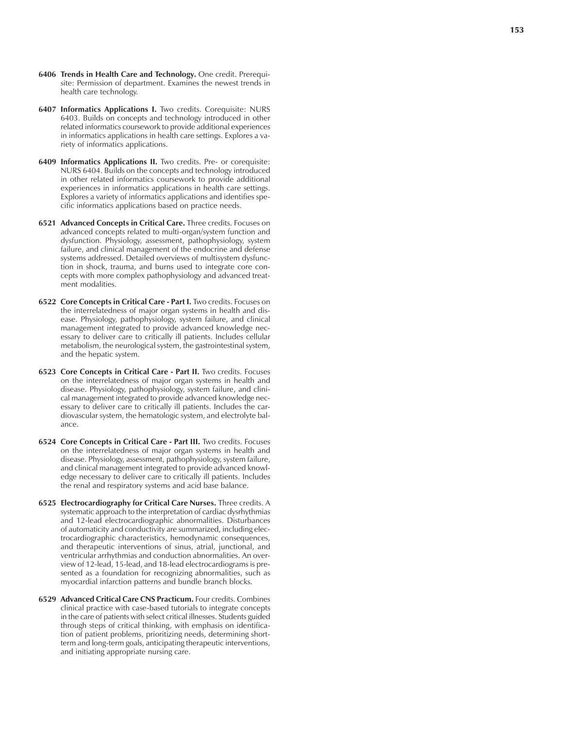**6406 Trends in Health Care and Technology.** One credit. Prerequisite: Permission of department. Examines the newest trends in health care technology.

**6407 Informatics Applications I.** Two credits. Corequisite: NURS 6403. Builds on concepts and technology introduced in other related informatics coursework to provide additional experiences in informatics applications in health care settings. Explores a variety of informatics applications.

**6409 Informatics Applications II.** Two credits. Pre- or corequisite: NURS 6404. Builds on the concepts and technology introduced in other related informatics coursework to provide additional experiences in informatics applications in health care settings. Explores a variety of informatics applications and identifies specific informatics applications based on practice needs.

**6521 Advanced Concepts in Critical Care.** Three credits. Focuses on advanced concepts related to multi-organ/system function and dysfunction. Physiology, assessment, pathophysiology, system failure, and clinical management of the endocrine and defense systems addressed. Detailed overviews of multisystem dysfunction in shock, trauma, and burns used to integrate core concepts with more complex pathophysiology and advanced treatment modalities.

**6522 Core Concepts in Critical Care - Part I.** Two credits. Focuses on the interrelatedness of major organ systems in health and disease. Physiology, pathophysiology, system failure, and clinical management integrated to provide advanced knowledge necessary to deliver care to critically ill patients. Includes cellular metabolism, the neurological system, the gastrointestinal system, and the hepatic system.

**6523 Core Concepts in Critical Care - Part II.** Two credits. Focuses on the interrelatedness of major organ systems in health and disease. Physiology, pathophysiology, system failure, and clinical management integrated to provide advanced knowledge necessary to deliver care to critically ill patients. Includes the cardiovascular system, the hematologic system, and electrolyte balance.

**6524 Core Concepts in Critical Care - Part III.** Two credits. Focuses on the interrelatedness of major organ systems in health and disease. Physiology, assessment, pathophysiology, system failure, and clinical management integrated to provide advanced knowledge necessary to deliver care to critically ill patients. Includes the renal and respiratory systems and acid base balance.

**6525 Electrocardiography for Critical Care Nurses.** Three credits. A systematic approach to the interpretation of cardiac dysrhythmias and 12-lead electrocardiographic abnormalities. Disturbances of automaticity and conductivity are summarized, including electrocardiographic characteristics, hemodynamic consequences, and therapeutic interventions of sinus, atrial, junctional, and ventricular arrhythmias and conduction abnormalities. An overview of 12-lead, 15-lead, and 18-lead electrocardiograms is presented as a foundation for recognizing abnormalities, such as myocardial infarction patterns and bundle branch blocks.

**6529 Advanced Critical Care CNS Practicum.** Four credits. Combines clinical practice with case-based tutorials to integrate concepts in the care of patients with select critical illnesses. Students guided through steps of critical thinking, with emphasis on identification of patient problems, prioritizing needs, determining short-term and long-term goals, anticipating therapeutic interventions, and initiating appropriate nursing care.